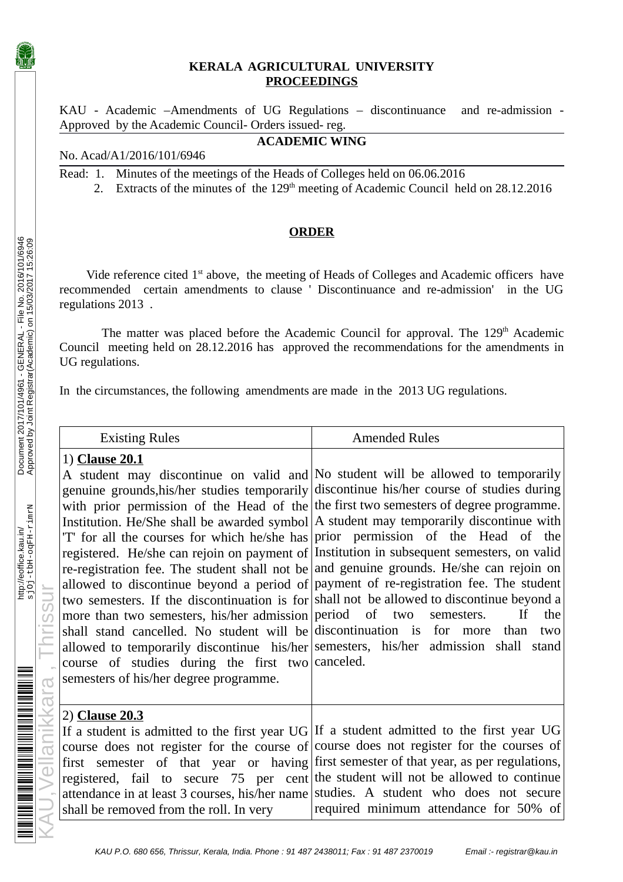**KERALA AGRICULTURAL UNIVERSITY**
**PROCEEDINGS**

KAU - Academic –Amendments of UG Regulations – discontinuance and re-admission - Approved by the Academic Council- Orders issued- reg.

**ACADEMIC WING**

No. Acad/A1/2016/101/6946

Read: 1. Minutes of the meetings of the Heads of Colleges held on 06.06.2016
2. Extracts of the minutes of the 129th meeting of Academic Council held on 28.12.2016

**ORDER**

Vide reference cited 1st above, the meeting of Heads of Colleges and Academic officers have recommended certain amendments to clause ' Discontinuance and re-admission' in the UG regulations 2013 .

The matter was placed before the Academic Council for approval. The 129th Academic Council meeting held on 28.12.2016 has approved the recommendations for the amendments in UG regulations.

In the circumstances, the following amendments are made in the 2013 UG regulations.

| Existing Rules | Amended Rules |
|---|---|
| 1) **Clause 20.1** A student may discontinue on valid and genuine grounds,his/her studies temporarily with prior permission of the Head of the Institution. He/She shall be awarded symbol 'T' for all the courses for which he/she has registered. He/she can rejoin on payment of re-registration fee. The student shall not be allowed to discontinue beyond a period of two semesters. If the discontinuation is for more than two semesters, his/her admission shall stand cancelled. No student will be allowed to temporarily discontinue his/her course of studies during the first two semesters of his/her degree programme. | No student will be allowed to temporarily discontinue his/her course of studies during the first two semesters of degree programme. A student may temporarily discontinue with prior permission of the Head of the Institution in subsequent semesters, on valid and genuine grounds. He/she can rejoin on payment of re-registration fee. The student shall not be allowed to discontinue beyond a period of two semesters. If the discontinuation is for more than two semesters, his/her admission shall stand canceled. |
| 2) **Clause 20.3** If a student is admitted to the first year UG course does not register for the course of first semester of that year or having registered, fail to secure 75 per cent attendance in at least 3 courses, his/her name shall be removed from the roll. In very | If a student admitted to the first year UG course does not register for the courses of first semester of that year, as per regulations, the student will not be allowed to continue studies. A student who does not secure required minimum attendance for 50% of |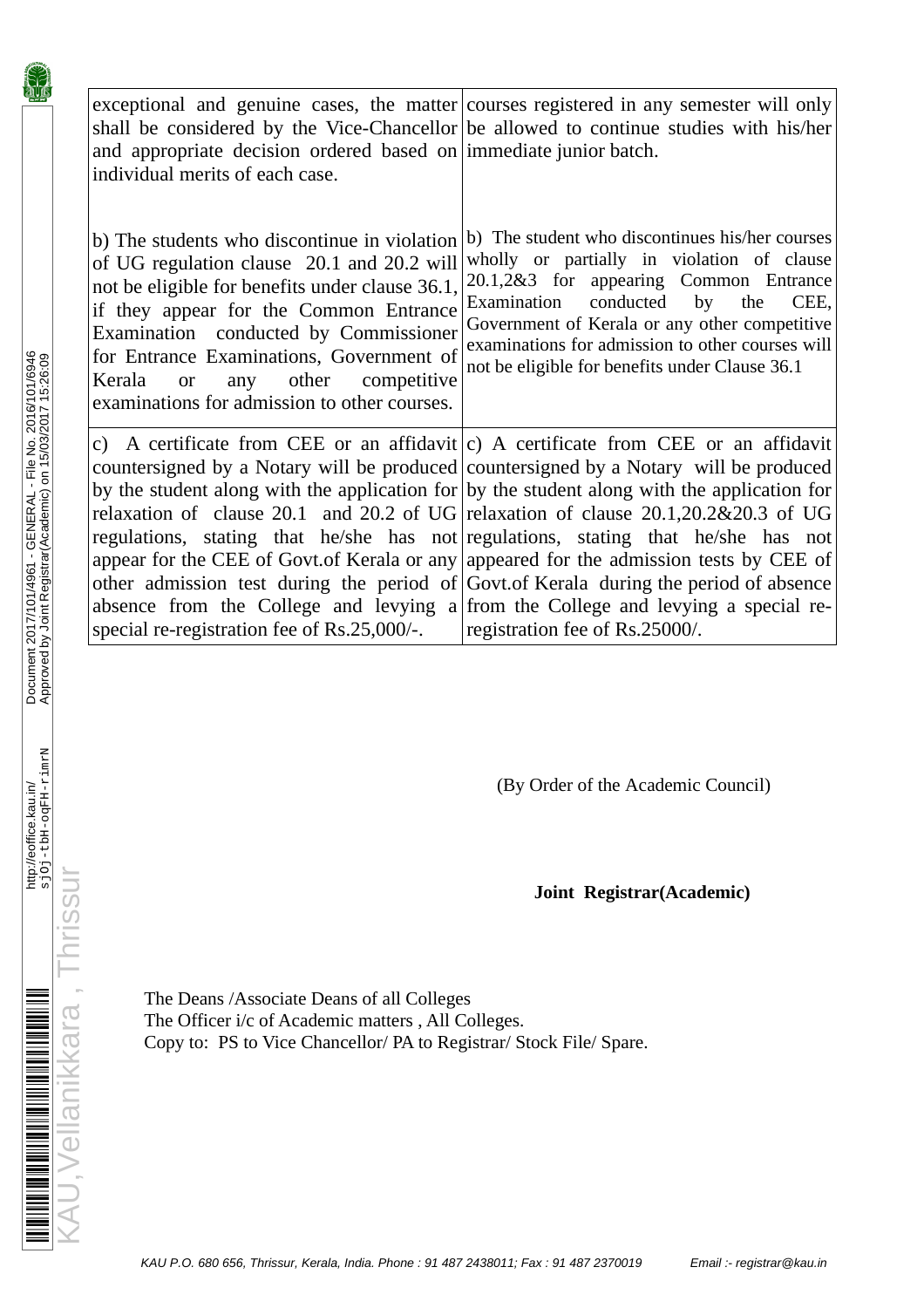| | |
|---|---|
| exceptional and genuine cases, the matter shall be considered by the Vice-Chancellor and appropriate decision ordered based on individual merits of each case. | courses registered in any semester will only be allowed to continue studies with his/her immediate junior batch. |
| b) The students who discontinue in violation of UG regulation clause 20.1 and 20.2 will not be eligible for benefits under clause 36.1, if they appear for the Common Entrance Examination conducted by Commissioner for Entrance Examinations, Government of Kerala or any other competitive examinations for admission to other courses. | b) The student who discontinues his/her courses wholly or partially in violation of clause 20.1,2&3 for appearing Common Entrance Examination conducted by the CEE, Government of Kerala or any other competitive examinations for admission to other courses will not be eligible for benefits under Clause 36.1 |
| c) A certificate from CEE or an affidavit countersigned by a Notary will be produced by the student along with the application for relaxation of clause 20.1 and 20.2 of UG regulations, stating that he/she has not appear for the CEE of Govt.of Kerala or any other admission test during the period of absence from the College and levying a special re-registration fee of Rs.25,000/-. | c) A certificate from CEE or an affidavit countersigned by a Notary will be produced by the student along with the application for relaxation of clause 20.1,20.2&20.3 of UG regulations, stating that he/she has not appeared for the admission tests by CEE of Govt.of Kerala during the period of absence from the College and levying a special re-registration fee of Rs.25000/. |

(By Order of the Academic Council)

**Joint Registrar(Academic)**

The Deans /Associate Deans of all Colleges
The Officer i/c of Academic matters , All Colleges.
Copy to: PS to Vice Chancellor/ PA to Registrar/ Stock File/ Spare.